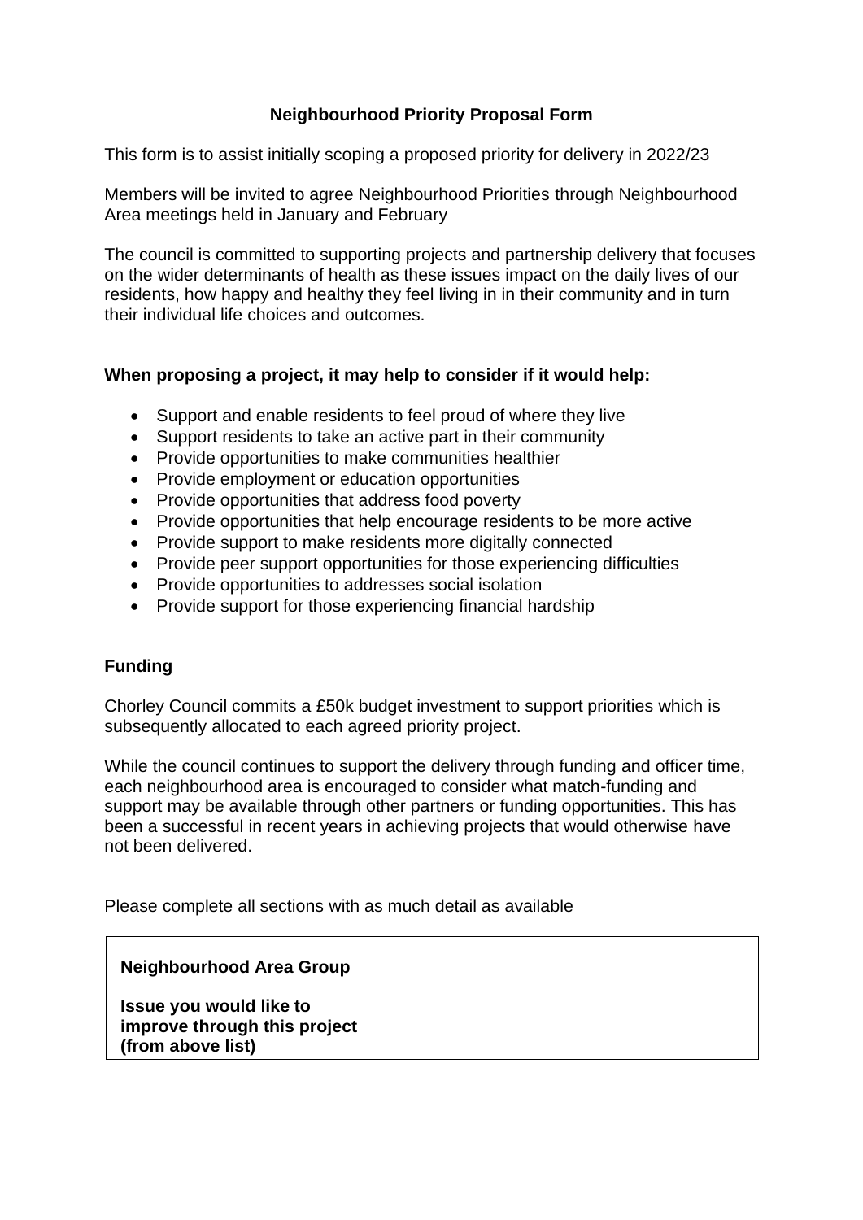# Neighbourhood Priority Proposal Form

This form is to assist initially scoping a proposed priority for delivery in 2022/23

Members will be invited to agree Neighbourhood Priorities through Neighbourhood Area meetings held in January and February

The council is committed to supporting projects and partnership delivery that focuses on the wider determinants of health as these issues impact on the daily lives of our residents, how happy and healthy they feel living in in their community and in turn their individual life choices and outcomes.

**When proposing a project, it may help to consider if it would help:**

- Support and enable residents to feel proud of where they live
- Support residents to take an active part in their community
- Provide opportunities to make communities healthier
- Provide employment or education opportunities
- Provide opportunities that address food poverty
- Provide opportunities that help encourage residents to be more active
- Provide support to make residents more digitally connected
- Provide peer support opportunities for those experiencing difficulties
- Provide opportunities to addresses social isolation
- Provide support for those experiencing financial hardship

## Funding

Chorley Council commits a £50k budget investment to support priorities which is subsequently allocated to each agreed priority project.

While the council continues to support the delivery through funding and officer time, each neighbourhood area is encouraged to consider what match-funding and support may be available through other partners or funding opportunities. This has been a successful in recent years in achieving projects that would otherwise have not been delivered.

Please complete all sections with as much detail as available

| **Neighbourhood Area Group** | |
|---|---|
| **Issue you would like to improve through this project (from above list)** | |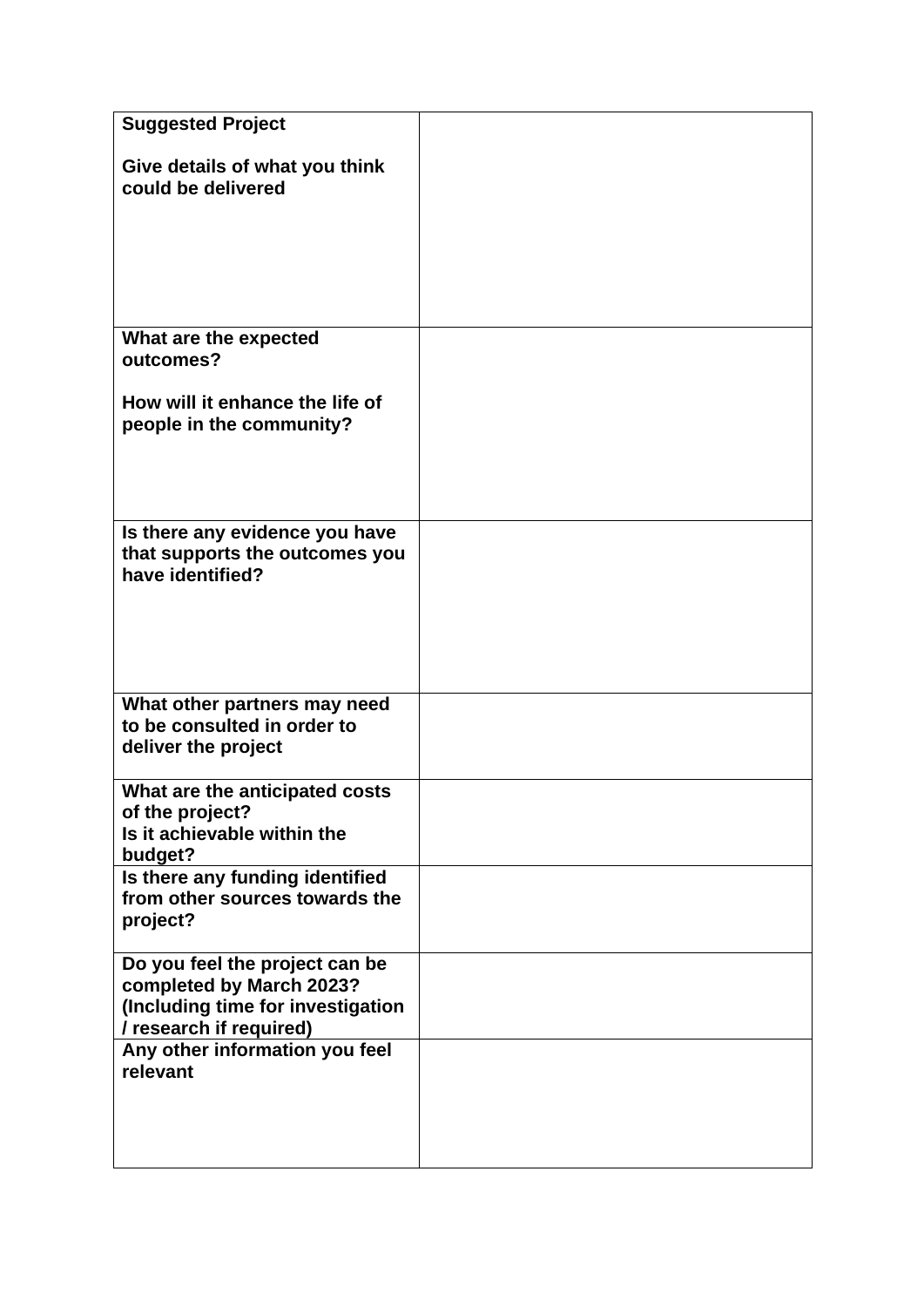| | |
|---|---|
| **Suggested Project**<br><br>**Give details of what you think could be delivered** | |
| **What are the expected outcomes?**<br><br>**How will it enhance the life of people in the community?** | |
| **Is there any evidence you have that supports the outcomes you have identified?** | |
| **What other partners may need to be consulted in order to deliver the project** | |
| **What are the anticipated costs of the project?**<br>**Is it achievable within the budget?** | |
| **Is there any funding identified from other sources towards the project?** | |
| **Do you feel the project can be completed by March 2023? (Including time for investigation / research if required)** | |
| **Any other information you feel relevant** | |